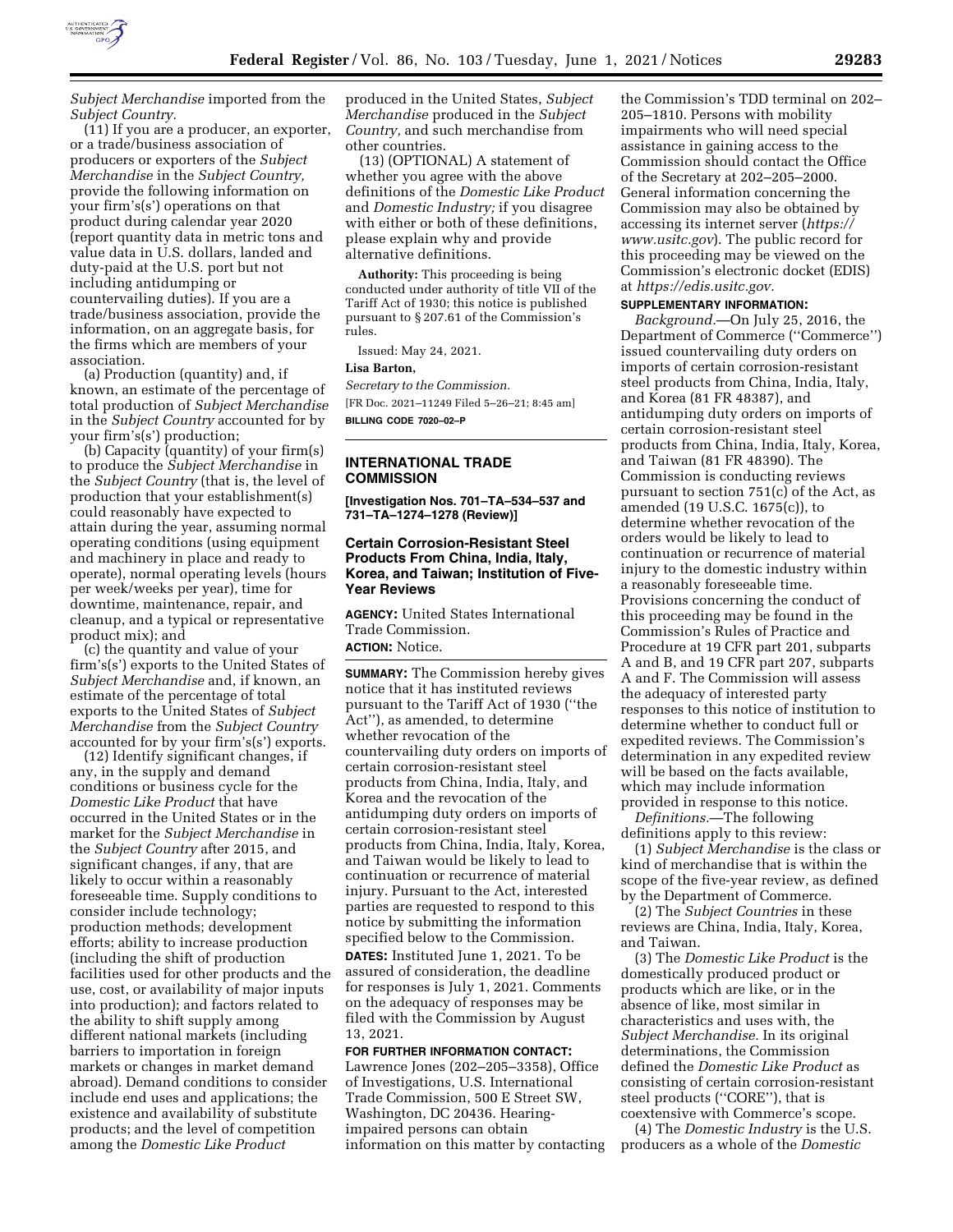*Subject Merchandise* imported from the *Subject Country.*

(11) If you are a producer, an exporter, or a trade/business association of producers or exporters of the *Subject Merchandise* in the *Subject Country,* provide the following information on your firm's(s') operations on that product during calendar year 2020 (report quantity data in metric tons and value data in U.S. dollars, landed and duty-paid at the U.S. port but not including antidumping or countervailing duties). If you are a trade/business association, provide the information, on an aggregate basis, for the firms which are members of your association.

(a) Production (quantity) and, if known, an estimate of the percentage of total production of *Subject Merchandise* in the *Subject Country* accounted for by your firm's(s') production;

(b) Capacity (quantity) of your firm(s) to produce the *Subject Merchandise* in the *Subject Country* (that is, the level of production that your establishment(s) could reasonably have expected to attain during the year, assuming normal operating conditions (using equipment and machinery in place and ready to operate), normal operating levels (hours per week/weeks per year), time for downtime, maintenance, repair, and cleanup, and a typical or representative product mix); and

(c) the quantity and value of your firm's(s') exports to the United States of *Subject Merchandise* and, if known, an estimate of the percentage of total exports to the United States of *Subject Merchandise* from the *Subject Country* accounted for by your firm's(s') exports.

(12) Identify significant changes, if any, in the supply and demand conditions or business cycle for the *Domestic Like Product* that have occurred in the United States or in the market for the *Subject Merchandise* in the *Subject Country* after 2015, and significant changes, if any, that are likely to occur within a reasonably foreseeable time. Supply conditions to consider include technology; production methods; development efforts; ability to increase production (including the shift of production facilities used for other products and the use, cost, or availability of major inputs into production); and factors related to the ability to shift supply among different national markets (including barriers to importation in foreign markets or changes in market demand abroad). Demand conditions to consider include end uses and applications; the existence and availability of substitute products; and the level of competition among the *Domestic Like Product* produced in the United States, *Subject Merchandise* produced in the *Subject Country,* and such merchandise from other countries.

(13) (OPTIONAL) A statement of whether you agree with the above definitions of the *Domestic Like Product* and *Domestic Industry;* if you disagree with either or both of these definitions, please explain why and provide alternative definitions.

**Authority:** This proceeding is being conducted under authority of title VII of the Tariff Act of 1930; this notice is published pursuant to § 207.61 of the Commission's rules.

Issued: May 24, 2021.

**Lisa Barton,**

*Secretary to the Commission.*

[FR Doc. 2021–11249 Filed 5–26–21; 8:45 am]

**BILLING CODE 7020–02–P**

---

## INTERNATIONAL TRADE COMMISSION

**[Investigation Nos. 701–TA–534–537 and 731–TA–1274–1278 (Review)]**

### Certain Corrosion-Resistant Steel Products From China, India, Italy, Korea, and Taiwan; Institution of Five-Year Reviews

**AGENCY:** United States International Trade Commission.

**ACTION:** Notice.

**SUMMARY:** The Commission hereby gives notice that it has instituted reviews pursuant to the Tariff Act of 1930 (''the Act''), as amended, to determine whether revocation of the countervailing duty orders on imports of certain corrosion-resistant steel products from China, India, Italy, and Korea and the revocation of the antidumping duty orders on imports of certain corrosion-resistant steel products from China, India, Italy, Korea, and Taiwan would be likely to lead to continuation or recurrence of material injury. Pursuant to the Act, interested parties are requested to respond to this notice by submitting the information specified below to the Commission.

**DATES:** Instituted June 1, 2021. To be assured of consideration, the deadline for responses is July 1, 2021. Comments on the adequacy of responses may be filed with the Commission by August 13, 2021.

**FOR FURTHER INFORMATION CONTACT:** Lawrence Jones (202–205–3358), Office of Investigations, U.S. International Trade Commission, 500 E Street SW, Washington, DC 20436. Hearing-impaired persons can obtain information on this matter by contacting the Commission's TDD terminal on 202–205–1810. Persons with mobility impairments who will need special assistance in gaining access to the Commission should contact the Office of the Secretary at 202–205–2000. General information concerning the Commission may also be obtained by accessing its internet server (*https://www.usitc.gov*). The public record for this proceeding may be viewed on the Commission's electronic docket (EDIS) at *https://edis.usitc.gov.*

**SUPPLEMENTARY INFORMATION:**

*Background.*—On July 25, 2016, the Department of Commerce (''Commerce'') issued countervailing duty orders on imports of certain corrosion-resistant steel products from China, India, Italy, and Korea (81 FR 48387), and antidumping duty orders on imports of certain corrosion-resistant steel products from China, India, Italy, Korea, and Taiwan (81 FR 48390). The Commission is conducting reviews pursuant to section 751(c) of the Act, as amended (19 U.S.C. 1675(c)), to determine whether revocation of the orders would be likely to lead to continuation or recurrence of material injury to the domestic industry within a reasonably foreseeable time. Provisions concerning the conduct of this proceeding may be found in the Commission's Rules of Practice and Procedure at 19 CFR part 201, subparts A and B, and 19 CFR part 207, subparts A and F. The Commission will assess the adequacy of interested party responses to this notice of institution to determine whether to conduct full or expedited reviews. The Commission's determination in any expedited review will be based on the facts available, which may include information provided in response to this notice.

*Definitions.*—The following definitions apply to this review:

(1) *Subject Merchandise* is the class or kind of merchandise that is within the scope of the five-year review, as defined by the Department of Commerce.

(2) The *Subject Countries* in these reviews are China, India, Italy, Korea, and Taiwan.

(3) The *Domestic Like Product* is the domestically produced product or products which are like, or in the absence of like, most similar in characteristics and uses with, the *Subject Merchandise.* In its original determinations, the Commission defined the *Domestic Like Product* as consisting of certain corrosion-resistant steel products (''CORE''), that is coextensive with Commerce's scope.

(4) The *Domestic Industry* is the U.S. producers as a whole of the *Domestic*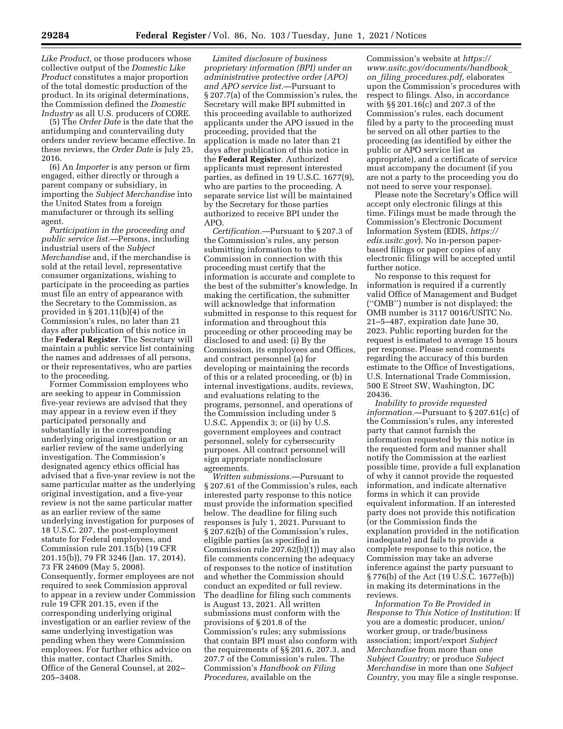*Like Product,* or those producers whose collective output of the *Domestic Like Product* constitutes a major proportion of the total domestic production of the product. In its original determinations, the Commission defined the *Domestic Industry* as all U.S. producers of CORE.

(5) The *Order Date* is the date that the antidumping and countervailing duty orders under review became effective. In these reviews, the *Order Date* is July 25, 2016.

(6) An *Importer* is any person or firm engaged, either directly or through a parent company or subsidiary, in importing the *Subject Merchandise* into the United States from a foreign manufacturer or through its selling agent.

*Participation in the proceeding and public service list.*—Persons, including industrial users of the *Subject Merchandise* and, if the merchandise is sold at the retail level, representative consumer organizations, wishing to participate in the proceeding as parties must file an entry of appearance with the Secretary to the Commission, as provided in § 201.11(b)(4) of the Commission's rules, no later than 21 days after publication of this notice in the **Federal Register**. The Secretary will maintain a public service list containing the names and addresses of all persons, or their representatives, who are parties to the proceeding.

Former Commission employees who are seeking to appear in Commission five-year reviews are advised that they may appear in a review even if they participated personally and substantially in the corresponding underlying original investigation or an earlier review of the same underlying investigation. The Commission's designated agency ethics official has advised that a five-year review is not the same particular matter as the underlying original investigation, and a five-year review is not the same particular matter as an earlier review of the same underlying investigation for purposes of 18 U.S.C. 207, the post-employment statute for Federal employees, and Commission rule 201.15(b) (19 CFR 201.15(b)), 79 FR 3246 (Jan. 17, 2014), 73 FR 24609 (May 5, 2008). Consequently, former employees are not required to seek Commission approval to appear in a review under Commission rule 19 CFR 201.15, even if the corresponding underlying original investigation or an earlier review of the same underlying investigation was pending when they were Commission employees. For further ethics advice on this matter, contact Charles Smith, Office of the General Counsel, at 202–205–3408.

*Limited disclosure of business proprietary information (BPI) under an administrative protective order (APO) and APO service list.*—Pursuant to § 207.7(a) of the Commission's rules, the Secretary will make BPI submitted in this proceeding available to authorized applicants under the APO issued in the proceeding, provided that the application is made no later than 21 days after publication of this notice in the **Federal Register**. Authorized applicants must represent interested parties, as defined in 19 U.S.C. 1677(9), who are parties to the proceeding. A separate service list will be maintained by the Secretary for those parties authorized to receive BPI under the APO.

*Certification.*—Pursuant to § 207.3 of the Commission's rules, any person submitting information to the Commission in connection with this proceeding must certify that the information is accurate and complete to the best of the submitter's knowledge. In making the certification, the submitter will acknowledge that information submitted in response to this request for information and throughout this proceeding or other proceeding may be disclosed to and used: (i) By the Commission, its employees and Offices, and contract personnel (a) for developing or maintaining the records of this or a related proceeding, or (b) in internal investigations, audits, reviews, and evaluations relating to the programs, personnel, and operations of the Commission including under 5 U.S.C. Appendix 3; or (ii) by U.S. government employees and contract personnel, solely for cybersecurity purposes. All contract personnel will sign appropriate nondisclosure agreements.

*Written submissions.*—Pursuant to § 207.61 of the Commission's rules, each interested party response to this notice must provide the information specified below. The deadline for filing such responses is July 1, 2021. Pursuant to § 207.62(b) of the Commission's rules, eligible parties (as specified in Commission rule 207.62(b)(1)) may also file comments concerning the adequacy of responses to the notice of institution and whether the Commission should conduct an expedited or full review. The deadline for filing such comments is August 13, 2021. All written submissions must conform with the provisions of § 201.8 of the Commission's rules; any submissions that contain BPI must also conform with the requirements of §§ 201.6, 207.3, and 207.7 of the Commission's rules. The Commission's *Handbook on Filing Procedures,* available on the Commission's website at *https://www.usitc.gov/documents/handbook_on_filing_procedures.pdf,* elaborates upon the Commission's procedures with respect to filings. Also, in accordance with §§ 201.16(c) and 207.3 of the Commission's rules, each document filed by a party to the proceeding must be served on all other parties to the proceeding (as identified by either the public or APO service list as appropriate), and a certificate of service must accompany the document (if you are not a party to the proceeding you do not need to serve your response).

Please note the Secretary's Office will accept only electronic filings at this time. Filings must be made through the Commission's Electronic Document Information System (EDIS, *https://edis.usitc.gov*). No in-person paper-based filings or paper copies of any electronic filings will be accepted until further notice.

No response to this request for information is required if a currently valid Office of Management and Budget (''OMB'') number is not displayed; the OMB number is 3117 0016/USITC No. 21–5–487, expiration date June 30, 2023. Public reporting burden for the request is estimated to average 15 hours per response. Please send comments regarding the accuracy of this burden estimate to the Office of Investigations, U.S. International Trade Commission, 500 E Street SW, Washington, DC 20436.

*Inability to provide requested information.*—Pursuant to § 207.61(c) of the Commission's rules, any interested party that cannot furnish the information requested by this notice in the requested form and manner shall notify the Commission at the earliest possible time, provide a full explanation of why it cannot provide the requested information, and indicate alternative forms in which it can provide equivalent information. If an interested party does not provide this notification (or the Commission finds the explanation provided in the notification inadequate) and fails to provide a complete response to this notice, the Commission may take an adverse inference against the party pursuant to § 776(b) of the Act (19 U.S.C. 1677e(b)) in making its determinations in the reviews.

*Information To Be Provided in Response to This Notice of Institution:* If you are a domestic producer, union/worker group, or trade/business association; import/export *Subject Merchandise* from more than one *Subject Country;* or produce *Subject Merchandise* in more than one *Subject Country,* you may file a single response.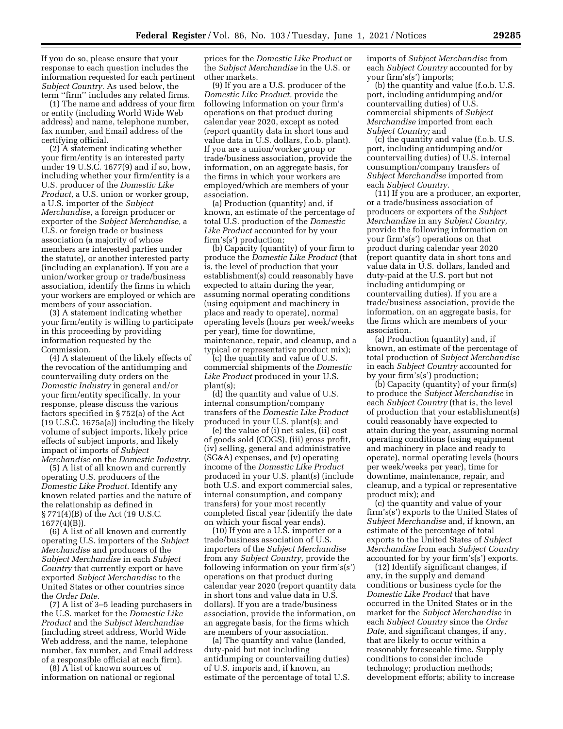If you do so, please ensure that your response to each question includes the information requested for each pertinent *Subject Country.* As used below, the term ''firm'' includes any related firms.

(1) The name and address of your firm or entity (including World Wide Web address) and name, telephone number, fax number, and Email address of the certifying official.

(2) A statement indicating whether your firm/entity is an interested party under 19 U.S.C. 1677(9) and if so, how, including whether your firm/entity is a U.S. producer of the *Domestic Like Product,* a U.S. union or worker group, a U.S. importer of the *Subject Merchandise*, a foreign producer or exporter of the *Subject Merchandise,* a U.S. or foreign trade or business association (a majority of whose members are interested parties under the statute), or another interested party (including an explanation). If you are a union/worker group or trade/business association, identify the firms in which your workers are employed or which are members of your association.

(3) A statement indicating whether your firm/entity is willing to participate in this proceeding by providing information requested by the Commission.

(4) A statement of the likely effects of the revocation of the antidumping and countervailing duty orders on the *Domestic Industry* in general and/or your firm/entity specifically. In your response, please discuss the various factors specified in § 752(a) of the Act (19 U.S.C. 1675a(a)) including the likely volume of subject imports, likely price effects of subject imports, and likely impact of imports of *Subject Merchandise* on the *Domestic Industry.*

(5) A list of all known and currently operating U.S. producers of the *Domestic Like Product.* Identify any known related parties and the nature of the relationship as defined in § 771(4)(B) of the Act (19 U.S.C. 1677(4)(B)).

(6) A list of all known and currently operating U.S. importers of the *Subject Merchandise* and producers of the *Subject Merchandise* in each *Subject Country* that currently export or have exported *Subject Merchandise* to the United States or other countries since the *Order Date.*

(7) A list of 3–5 leading purchasers in the U.S. market for the *Domestic Like Product* and the *Subject Merchandise* (including street address, World Wide Web address, and the name, telephone number, fax number, and Email address of a responsible official at each firm).

(8) A list of known sources of information on national or regional prices for the *Domestic Like Product* or the *Subject Merchandise* in the U.S. or other markets.

(9) If you are a U.S. producer of the *Domestic Like Product,* provide the following information on your firm's operations on that product during calendar year 2020, except as noted (report quantity data in short tons and value data in U.S. dollars, f.o.b. plant). If you are a union/worker group or trade/business association, provide the information, on an aggregate basis, for the firms in which your workers are employed/which are members of your association.

(a) Production (quantity) and, if known, an estimate of the percentage of total U.S. production of the *Domestic Like Product* accounted for by your firm's(s') production;

(b) Capacity (quantity) of your firm to produce the *Domestic Like Product* (that is, the level of production that your establishment(s) could reasonably have expected to attain during the year, assuming normal operating conditions (using equipment and machinery in place and ready to operate), normal operating levels (hours per week/weeks per year), time for downtime, maintenance, repair, and cleanup, and a typical or representative product mix);

(c) the quantity and value of U.S. commercial shipments of the *Domestic Like Product* produced in your U.S. plant(s);

(d) the quantity and value of U.S. internal consumption/company transfers of the *Domestic Like Product* produced in your U.S. plant(s); and

(e) the value of (i) net sales, (ii) cost of goods sold (COGS), (iii) gross profit, (iv) selling, general and administrative (SG&A) expenses, and (v) operating income of the *Domestic Like Product* produced in your U.S. plant(s) (include both U.S. and export commercial sales, internal consumption, and company transfers) for your most recently completed fiscal year (identify the date on which your fiscal year ends).

(10) If you are a U.S. importer or a trade/business association of U.S. importers of the *Subject Merchandise* from any *Subject Country,* provide the following information on your firm's(s') operations on that product during calendar year 2020 (report quantity data in short tons and value data in U.S. dollars). If you are a trade/business association, provide the information, on an aggregate basis, for the firms which are members of your association.

(a) The quantity and value (landed, duty-paid but not including antidumping or countervailing duties) of U.S. imports and, if known, an estimate of the percentage of total U.S. imports of *Subject Merchandise* from each *Subject Country* accounted for by your firm's(s') imports;

(b) the quantity and value (f.o.b. U.S. port, including antidumping and/or countervailing duties) of U.S. commercial shipments of *Subject Merchandise* imported from each *Subject Country;* and

(c) the quantity and value (f.o.b. U.S. port, including antidumping and/or countervailing duties) of U.S. internal consumption/company transfers of *Subject Merchandise* imported from each *Subject Country.*

(11) If you are a producer, an exporter, or a trade/business association of producers or exporters of the *Subject Merchandise* in any *Subject Country,* provide the following information on your firm's(s') operations on that product during calendar year 2020 (report quantity data in short tons and value data in U.S. dollars, landed and duty-paid at the U.S. port but not including antidumping or countervailing duties). If you are a trade/business association, provide the information, on an aggregate basis, for the firms which are members of your association.

(a) Production (quantity) and, if known, an estimate of the percentage of total production of *Subject Merchandise* in each *Subject Country* accounted for by your firm's(s') production;

(b) Capacity (quantity) of your firm(s) to produce the *Subject Merchandise* in each *Subject Country* (that is, the level of production that your establishment(s) could reasonably have expected to attain during the year, assuming normal operating conditions (using equipment and machinery in place and ready to operate), normal operating levels (hours per week/weeks per year), time for downtime, maintenance, repair, and cleanup, and a typical or representative product mix); and

(c) the quantity and value of your firm's(s') exports to the United States of *Subject Merchandise* and, if known, an estimate of the percentage of total exports to the United States of *Subject Merchandise* from each *Subject Country* accounted for by your firm's(s') exports.

(12) Identify significant changes, if any, in the supply and demand conditions or business cycle for the *Domestic Like Product* that have occurred in the United States or in the market for the *Subject Merchandise* in each *Subject Country* since the *Order Date,* and significant changes, if any, that are likely to occur within a reasonably foreseeable time. Supply conditions to consider include technology; production methods; development efforts; ability to increase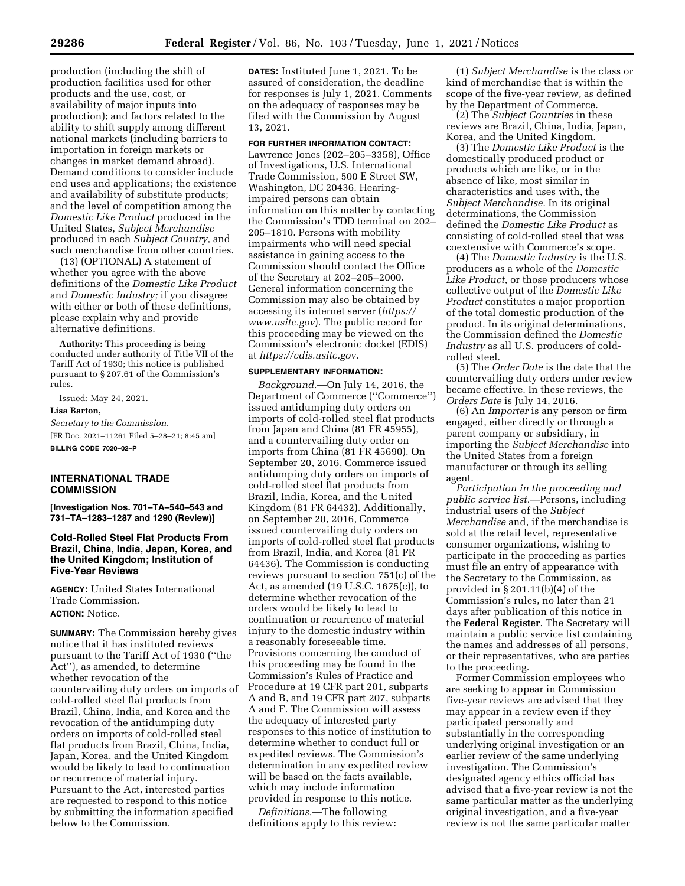production (including the shift of production facilities used for other products and the use, cost, or availability of major inputs into production); and factors related to the ability to shift supply among different national markets (including barriers to importation in foreign markets or changes in market demand abroad). Demand conditions to consider include end uses and applications; the existence and availability of substitute products; and the level of competition among the *Domestic Like Product* produced in the United States, *Subject Merchandise* produced in each *Subject Country,* and such merchandise from other countries.

(13) (OPTIONAL) A statement of whether you agree with the above definitions of the *Domestic Like Product* and *Domestic Industry;* if you disagree with either or both of these definitions, please explain why and provide alternative definitions.

**Authority:** This proceeding is being conducted under authority of Title VII of the Tariff Act of 1930; this notice is published pursuant to § 207.61 of the Commission's rules.

Issued: May 24, 2021.

**Lisa Barton,**

*Secretary to the Commission.*

[FR Doc. 2021–11261 Filed 5–28–21; 8:45 am]

**BILLING CODE 7020–02–P**

## INTERNATIONAL TRADE COMMISSION

**[Investigation Nos. 701–TA–540–543 and 731–TA–1283–1287 and 1290 (Review)]**

### Cold-Rolled Steel Flat Products From Brazil, China, India, Japan, Korea, and the United Kingdom; Institution of Five-Year Reviews

**AGENCY:** United States International Trade Commission.

**ACTION:** Notice.

**SUMMARY:** The Commission hereby gives notice that it has instituted reviews pursuant to the Tariff Act of 1930 (''the Act''), as amended, to determine whether revocation of the countervailing duty orders on imports of cold-rolled steel flat products from Brazil, China, India, and Korea and the revocation of the antidumping duty orders on imports of cold-rolled steel flat products from Brazil, China, India, Japan, Korea, and the United Kingdom would be likely to lead to continuation or recurrence of material injury. Pursuant to the Act, interested parties are requested to respond to this notice by submitting the information specified below to the Commission.

**DATES:** Instituted June 1, 2021. To be assured of consideration, the deadline for responses is July 1, 2021. Comments on the adequacy of responses may be filed with the Commission by August 13, 2021.

**FOR FURTHER INFORMATION CONTACT:** Lawrence Jones (202–205–3358), Office of Investigations, U.S. International Trade Commission, 500 E Street SW, Washington, DC 20436. Hearing-impaired persons can obtain information on this matter by contacting the Commission's TDD terminal on 202–205–1810. Persons with mobility impairments who will need special assistance in gaining access to the Commission should contact the Office of the Secretary at 202–205–2000. General information concerning the Commission may also be obtained by accessing its internet server (*https://www.usitc.gov*). The public record for this proceeding may be viewed on the Commission's electronic docket (EDIS) at *https://edis.usitc.gov.*

**SUPPLEMENTARY INFORMATION:**

*Background.*—On July 14, 2016, the Department of Commerce (''Commerce'') issued antidumping duty orders on imports of cold-rolled steel flat products from Japan and China (81 FR 45955), and a countervailing duty order on imports from China (81 FR 45690). On September 20, 2016, Commerce issued antidumping duty orders on imports of cold-rolled steel flat products from Brazil, India, Korea, and the United Kingdom (81 FR 64432). Additionally, on September 20, 2016, Commerce issued countervailing duty orders on imports of cold-rolled steel flat products from Brazil, India, and Korea (81 FR 64436). The Commission is conducting reviews pursuant to section 751(c) of the Act, as amended (19 U.S.C. 1675(c)), to determine whether revocation of the orders would be likely to lead to continuation or recurrence of material injury to the domestic industry within a reasonably foreseeable time. Provisions concerning the conduct of this proceeding may be found in the Commission's Rules of Practice and Procedure at 19 CFR part 201, subparts A and B, and 19 CFR part 207, subparts A and F. The Commission will assess the adequacy of interested party responses to this notice of institution to determine whether to conduct full or expedited reviews. The Commission's determination in any expedited review will be based on the facts available, which may include information provided in response to this notice.

*Definitions.*—The following definitions apply to this review:

(1) *Subject Merchandise* is the class or kind of merchandise that is within the scope of the five-year review, as defined by the Department of Commerce.

(2) The *Subject Countries* in these reviews are Brazil, China, India, Japan, Korea, and the United Kingdom.

(3) The *Domestic Like Product* is the domestically produced product or products which are like, or in the absence of like, most similar in characteristics and uses with, the *Subject Merchandise.* In its original determinations, the Commission defined the *Domestic Like Product* as consisting of cold-rolled steel that was coextensive with Commerce's scope.

(4) The *Domestic Industry* is the U.S. producers as a whole of the *Domestic Like Product,* or those producers whose collective output of the *Domestic Like Product* constitutes a major proportion of the total domestic production of the product. In its original determinations, the Commission defined the *Domestic Industry* as all U.S. producers of cold-rolled steel.

(5) The *Order Date* is the date that the countervailing duty orders under review became effective. In these reviews, the *Orders Date* is July 14, 2016.

(6) An *Importer* is any person or firm engaged, either directly or through a parent company or subsidiary, in importing the *Subject Merchandise* into the United States from a foreign manufacturer or through its selling agent.

*Participation in the proceeding and public service list.*—Persons, including industrial users of the *Subject Merchandise* and, if the merchandise is sold at the retail level, representative consumer organizations, wishing to participate in the proceeding as parties must file an entry of appearance with the Secretary to the Commission, as provided in § 201.11(b)(4) of the Commission's rules, no later than 21 days after publication of this notice in the **Federal Register**. The Secretary will maintain a public service list containing the names and addresses of all persons, or their representatives, who are parties to the proceeding.

Former Commission employees who are seeking to appear in Commission five-year reviews are advised that they may appear in a review even if they participated personally and substantially in the corresponding underlying original investigation or an earlier review of the same underlying investigation. The Commission's designated agency ethics official has advised that a five-year review is not the same particular matter as the underlying original investigation, and a five-year review is not the same particular matter